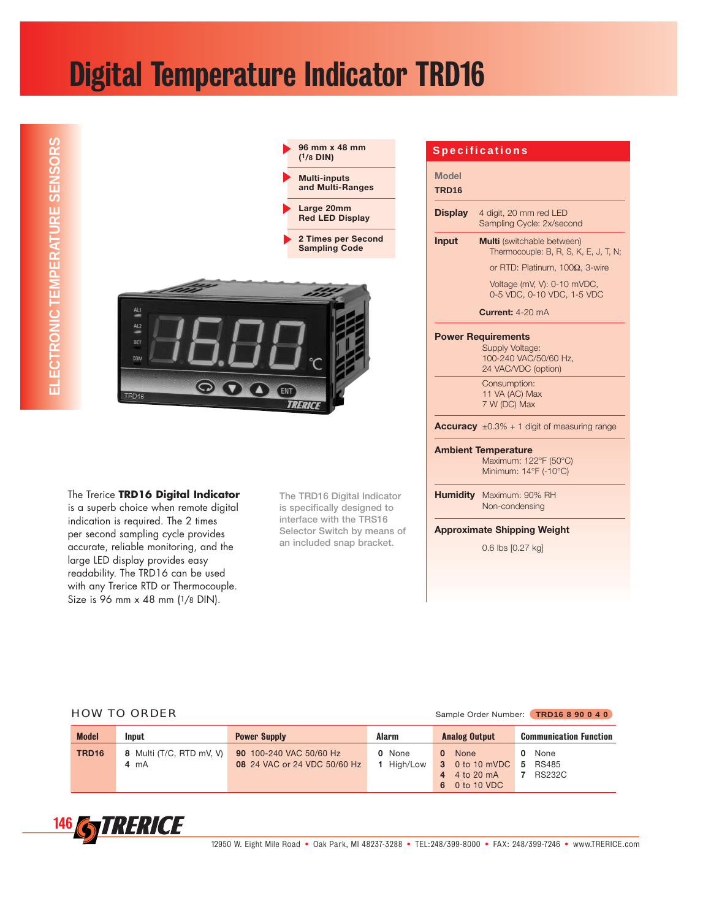# Digital Temperature Indicator TRD16

ELECTRONIC TEMPERATURE SENSORS

- **96 mm x 48 mm (1/8 DIN)**
- **Multi-inputs and Multi-Ranges**
- **Large 20mm Red LED Display**
- **2 Times per Second Sampling Code**

The Trerice **TRD16 Digital Indicator** is a superb choice when remote digital indication is required. The 2 times per second sampling cycle provides accurate, reliable monitoring, and the large LED display provides easy readability. The TRD16 can be used with any Trerice RTD or Thermocouple. Size is 96 mm x 48 mm (1/8 DIN).

The TRD16 Digital Indicator is specifically designed to interface with the TRS16 Selector Switch by means of an included snap bracket.

## Specifications

**Model**
**TRD16**

**Display** 4 digit, 20 mm red LED
Sampling Cycle: 2x/second

**Input** **Multi** (switchable between)
Thermocouple: B, R, S, K, E, J, T, N;
or RTD: Platinum, 100Ω, 3-wire
Voltage (mV, V): 0-10 mVDC, 0-5 VDC, 0-10 VDC, 1-5 VDC
**Current:** 4-20 mA

**Power Requirements**
Supply Voltage:
100-240 VAC/50/60 Hz,
24 VAC/VDC (option)

Consumption:
11 VA (AC) Max
7 W (DC) Max

**Accuracy** ±0.3% + 1 digit of measuring range

**Ambient Temperature**
Maximum: 122°F (50°C)
Minimum: 14°F (-10°C)

**Humidity** Maximum: 90% RH
Non-condensing

**Approximate Shipping Weight**
0.6 lbs [0.27 kg]

## HOW TO ORDER

Sample Order Number: **TRD16 8 90 0 4 0**

| Model | Input | Power Supply | Alarm | Analog Output | Communication Function |
|---|---|---|---|---|---|
| **TRD16** | **8** Multi (T/C, RTD mV, V)<br>**4** mA | **90** 100-240 VAC 50/60 Hz<br>**08** 24 VAC or 24 VDC 50/60 Hz | **0** None<br>**1** High/Low | **0** None<br>**3** 0 to 10 mVDC<br>**4** 4 to 20 mA<br>**6** 0 to 10 VDC | **0** None<br>**5** RS485<br>**7** RS232C |

12950 W. Eight Mile Road • Oak Park, MI 48237-3288 • TEL:248/399-8000 • FAX: 248/399-7246 • www.TRERICE.com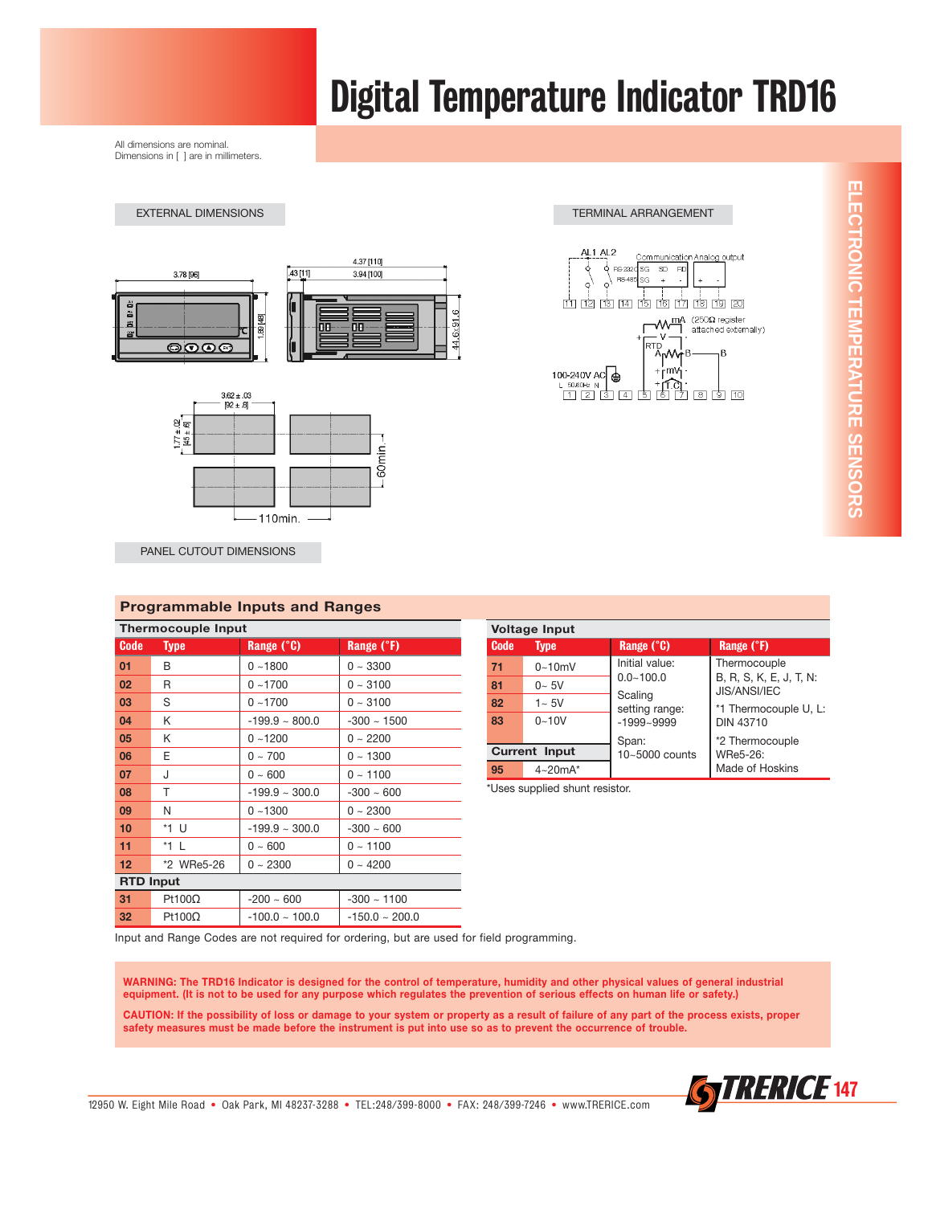# Digital Temperature Indicator TRD16

All dimensions are nominal.
Dimensions in [ ] are in millimeters.

EXTERNAL DIMENSIONS

3.78 [96]

.43 [11]

4.37 [110]

3.94 [100]

1.89 [48]

44.6±91.6

TERMINAL ARRANGEMENT

AL1 AL2

Communication Analog output

RS-232C SG SD RD

RS-485 SG + -

11 12 13 14 15 16 17 18 19 20

mA (250Ω register attached externally)

V

RTD

A B B

mV

T.C

100-240V AC

L 50/60Hz N

1 2 3 4 5 6 7 8 9 10

3.62 ± .03 [92 ± .8]

1.77 ± .02 [45 ± .6]

60min.

110min.

PANEL CUTOUT DIMENSIONS

ELECTRONIC TEMPERATURE SENSORS

## Programmable Inputs and Ranges

### Thermocouple Input

| Code | Type | Range (°C) | Range (°F) |
|---|---|---|---|
| 01 | B | 0 ~1800 | 0 ~ 3300 |
| 02 | R | 0 ~1700 | 0 ~ 3100 |
| 03 | S | 0 ~1700 | 0 ~ 3100 |
| 04 | K | -199.9 ~ 800.0 | -300 ~ 1500 |
| 05 | K | 0 ~1200 | 0 ~ 2200 |
| 06 | E | 0 ~ 700 | 0 ~ 1300 |
| 07 | J | 0 ~ 600 | 0 ~ 1100 |
| 08 | T | -199.9 ~ 300.0 | -300 ~ 600 |
| 09 | N | 0 ~1300 | 0 ~ 2300 |
| 10 | *1 U | -199.9 ~ 300.0 | -300 ~ 600 |
| 11 | *1 L | 0 ~ 600 | 0 ~ 1100 |
| 12 | *2 WRe5-26 | 0 ~ 2300 | 0 ~ 4200 |
| **RTD Input** | | | |
| 31 | Pt100Ω | -200 ~ 600 | -300 ~ 1100 |
| 32 | Pt100Ω | -100.0 ~ 100.0 | -150.0 ~ 200.0 |

Input and Range Codes are not required for ordering, but are used for field programming.

### Voltage Input

| Code | Type | Range (°C) | Range (°F) |
|---|---|---|---|
| 71 | 0~10mV | Initial value: 0.0~100.0<br>Scaling setting range: -1999~9999<br>Span: 10~5000 counts | Thermocouple B, R, S, K, E, J, T, N: JIS/ANSI/IEC<br>*1 Thermocouple U, L: DIN 43710<br>*2 Thermocouple WRe5-26: Made of Hoskins |
| 81 | 0~ 5V | | |
| 82 | 1~ 5V | | |
| 83 | 0~10V | | |
| **Current Input** | | | |
| 95 | 4~20mA* | | |

*Uses supplied shunt resistor.

**WARNING: The TRD16 Indicator is designed for the control of temperature, humidity and other physical values of general industrial equipment. (It is not to be used for any purpose which regulates the prevention of serious effects on human life or safety.)**

**CAUTION: If the possibility of loss or damage to your system or property as a result of failure of any part of the process exists, proper safety measures must be made before the instrument is put into use so as to prevent the occurrence of trouble.**

12950 W. Eight Mile Road • Oak Park, MI 48237-3288 • TEL:248/399-8000 • FAX: 248/399-7246 • www.TRERICE.com

TRERICE